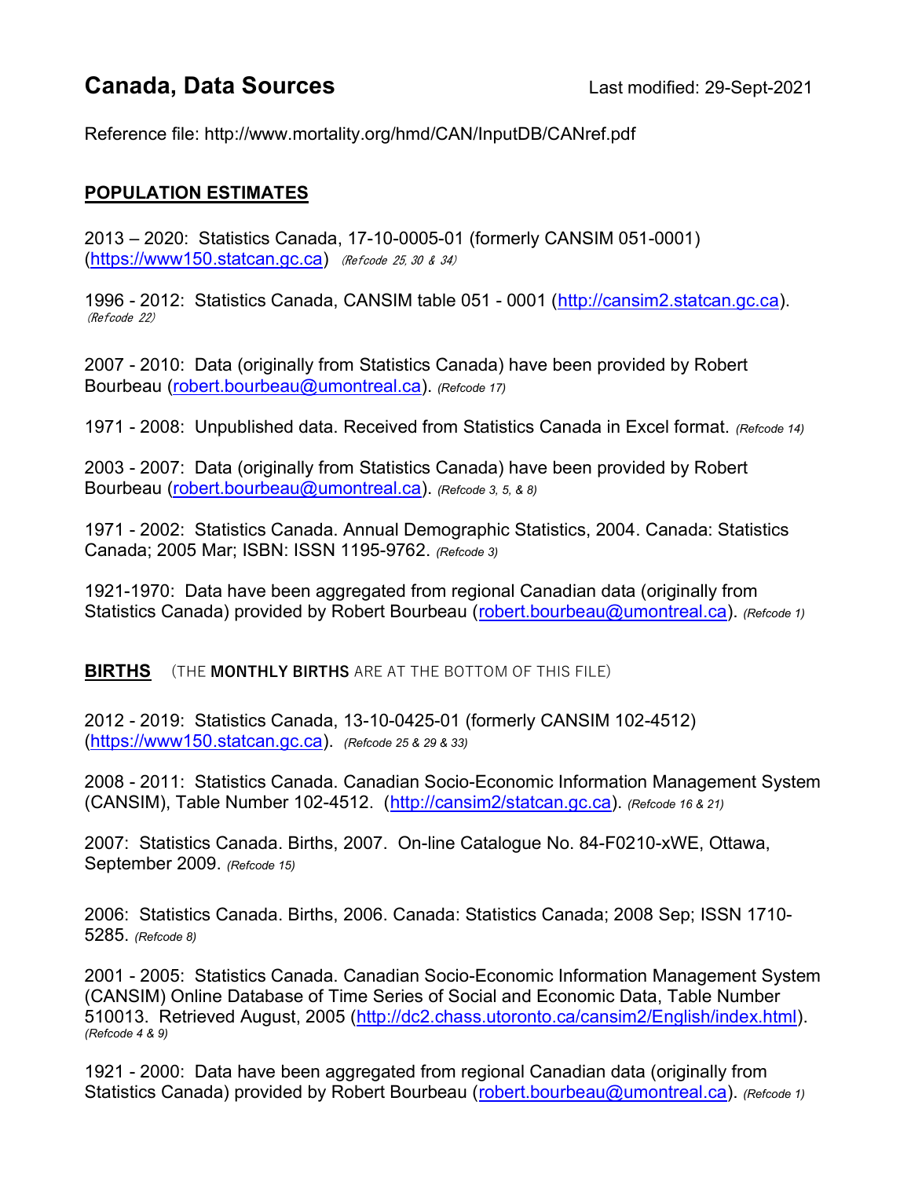# Canada, Data Sources

Last modified: 29-Sept-2021

Reference file: http://www.mortality.org/hmd/CAN/InputDB/CANref.pdf

## POPULATION ESTIMATES

2013 – 2020: Statistics Canada, 17-10-0005-01 (formerly CANSIM 051-0001) (https://www150.statcan.gc.ca) *(Refcode 25, 30 & 34)*

1996 - 2012: Statistics Canada, CANSIM table 051 - 0001 (http://cansim2.statcan.gc.ca). *(Refcode 22)*

2007 - 2010: Data (originally from Statistics Canada) have been provided by Robert Bourbeau (robert.bourbeau@umontreal.ca). *(Refcode 17)*

1971 - 2008: Unpublished data. Received from Statistics Canada in Excel format. *(Refcode 14)*

2003 - 2007: Data (originally from Statistics Canada) have been provided by Robert Bourbeau (robert.bourbeau@umontreal.ca). *(Refcode 3, 5, & 8)*

1971 - 2002: Statistics Canada. Annual Demographic Statistics, 2004. Canada: Statistics Canada; 2005 Mar; ISBN: ISSN 1195-9762. *(Refcode 3)*

1921-1970: Data have been aggregated from regional Canadian data (originally from Statistics Canada) provided by Robert Bourbeau (robert.bourbeau@umontreal.ca). *(Refcode 1)*

## BIRTHS (THE MONTHLY BIRTHS ARE AT THE BOTTOM OF THIS FILE)

2012 - 2019: Statistics Canada, 13-10-0425-01 (formerly CANSIM 102-4512) (https://www150.statcan.gc.ca). *(Refcode 25 & 29 & 33)*

2008 - 2011: Statistics Canada. Canadian Socio-Economic Information Management System (CANSIM), Table Number 102-4512. (http://cansim2/statcan.gc.ca). *(Refcode 16 & 21)*

2007: Statistics Canada. Births, 2007. On-line Catalogue No. 84-F0210-xWE, Ottawa, September 2009. *(Refcode 15)*

2006: Statistics Canada. Births, 2006. Canada: Statistics Canada; 2008 Sep; ISSN 1710-5285. *(Refcode 8)*

2001 - 2005: Statistics Canada. Canadian Socio-Economic Information Management System (CANSIM) Online Database of Time Series of Social and Economic Data, Table Number 510013. Retrieved August, 2005 (http://dc2.chass.utoronto.ca/cansim2/English/index.html). *(Refcode 4 & 9)*

1921 - 2000: Data have been aggregated from regional Canadian data (originally from Statistics Canada) provided by Robert Bourbeau (robert.bourbeau@umontreal.ca). *(Refcode 1)*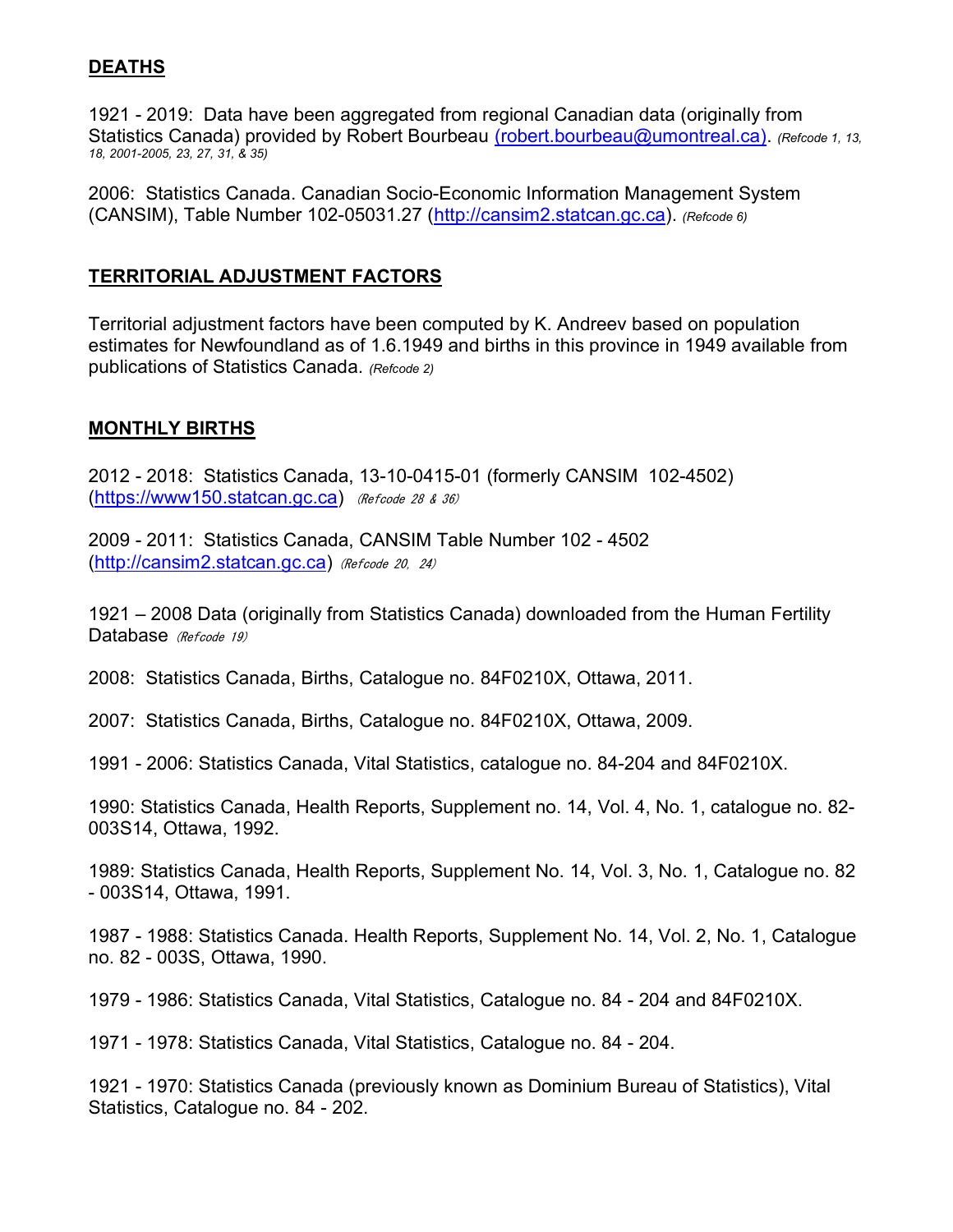## DEATHS

1921 - 2019: Data have been aggregated from regional Canadian data (originally from Statistics Canada) provided by Robert Bourbeau (robert.bourbeau@umontreal.ca). *(Refcode 1, 13, 18, 2001-2005, 23, 27, 31, & 35)*

2006: Statistics Canada. Canadian Socio-Economic Information Management System (CANSIM), Table Number 102-05031.27 (http://cansim2.statcan.gc.ca). *(Refcode 6)*

## TERRITORIAL ADJUSTMENT FACTORS

Territorial adjustment factors have been computed by K. Andreev based on population estimates for Newfoundland as of 1.6.1949 and births in this province in 1949 available from publications of Statistics Canada. *(Refcode 2)*

## MONTHLY BIRTHS

2012 - 2018: Statistics Canada, 13-10-0415-01 (formerly CANSIM 102-4502) (https://www150.statcan.gc.ca) *(Refcode 28 & 36)*

2009 - 2011: Statistics Canada, CANSIM Table Number 102 - 4502 (http://cansim2.statcan.gc.ca) *(Refcode 20, 24)*

1921 – 2008 Data (originally from Statistics Canada) downloaded from the Human Fertility Database *(Refcode 19)*

2008: Statistics Canada, Births, Catalogue no. 84F0210X, Ottawa, 2011.

2007: Statistics Canada, Births, Catalogue no. 84F0210X, Ottawa, 2009.

1991 - 2006: Statistics Canada, Vital Statistics, catalogue no. 84-204 and 84F0210X.

1990: Statistics Canada, Health Reports, Supplement no. 14, Vol. 4, No. 1, catalogue no. 82-003S14, Ottawa, 1992.

1989: Statistics Canada, Health Reports, Supplement No. 14, Vol. 3, No. 1, Catalogue no. 82 - 003S14, Ottawa, 1991.

1987 - 1988: Statistics Canada. Health Reports, Supplement No. 14, Vol. 2, No. 1, Catalogue no. 82 - 003S, Ottawa, 1990.

1979 - 1986: Statistics Canada, Vital Statistics, Catalogue no. 84 - 204 and 84F0210X.

1971 - 1978: Statistics Canada, Vital Statistics, Catalogue no. 84 - 204.

1921 - 1970: Statistics Canada (previously known as Dominium Bureau of Statistics), Vital Statistics, Catalogue no. 84 - 202.